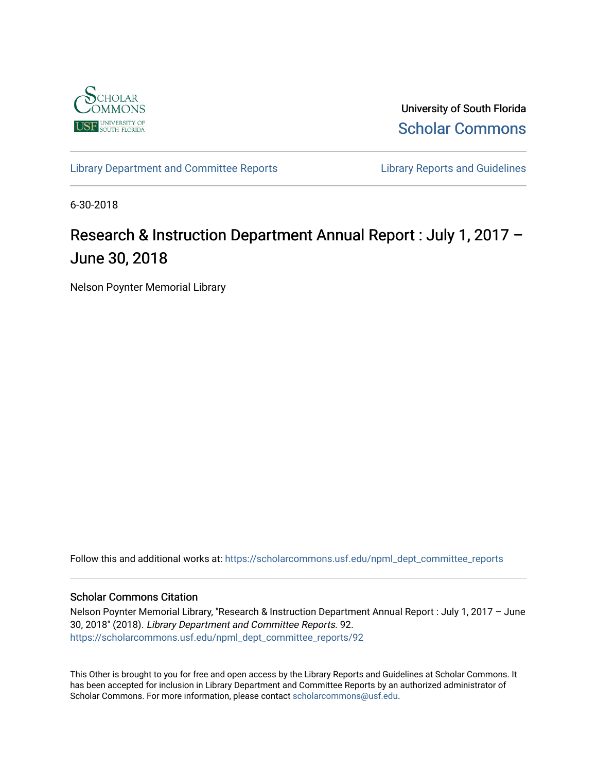University of South Florida

Scholar Commons

Library Department and Committee Reports

Library Reports and Guidelines

6-30-2018

# Research & Instruction Department Annual Report : July 1, 2017 – June 30, 2018

Nelson Poynter Memorial Library

Follow this and additional works at: https://scholarcommons.usf.edu/npml_dept_committee_reports

### Scholar Commons Citation

Nelson Poynter Memorial Library, "Research & Instruction Department Annual Report : July 1, 2017 – June 30, 2018" (2018). *Library Department and Committee Reports*. 92.
https://scholarcommons.usf.edu/npml_dept_committee_reports/92

This Other is brought to you for free and open access by the Library Reports and Guidelines at Scholar Commons. It has been accepted for inclusion in Library Department and Committee Reports by an authorized administrator of Scholar Commons. For more information, please contact scholarcommons@usf.edu.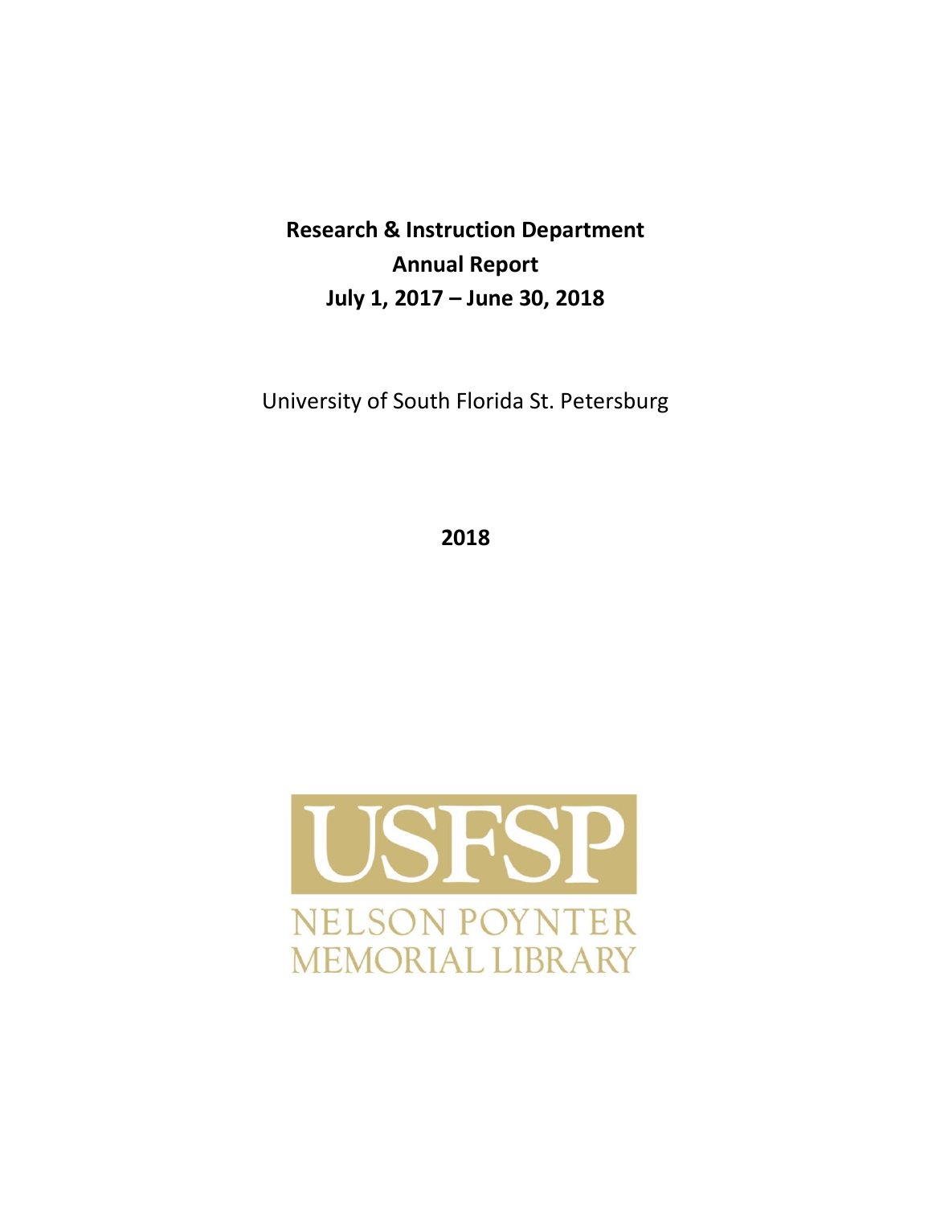**Research & Instruction Department**

**Annual Report**

**July 1, 2017 – June 30, 2018**

University of South Florida St. Petersburg

**2018**

USFSP

NELSON POYNTER MEMORIAL LIBRARY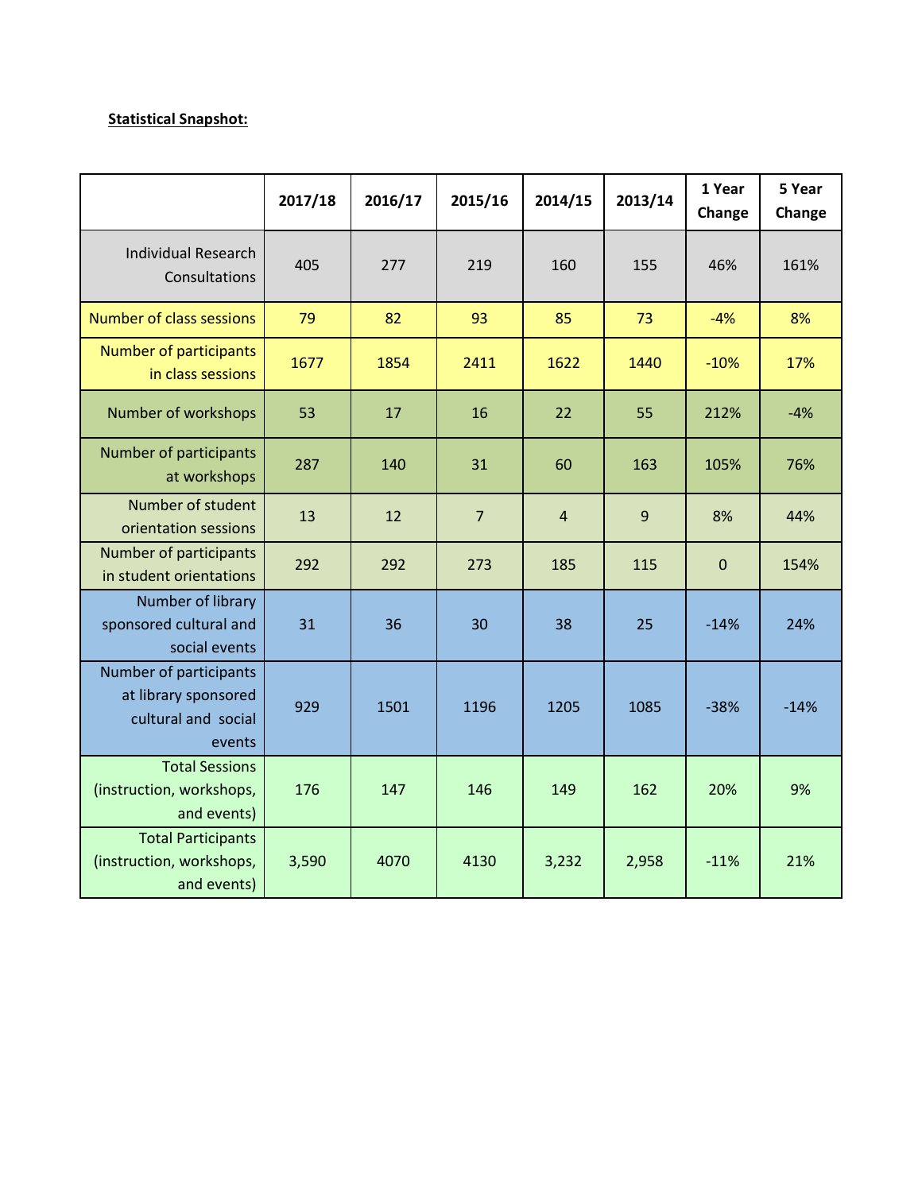**Statistical Snapshot:**

| | 2017/18 | 2016/17 | 2015/16 | 2014/15 | 2013/14 | 1 Year Change | 5 Year Change |
|---|---|---|---|---|---|---|---|
| Individual Research Consultations | 405 | 277 | 219 | 160 | 155 | 46% | 161% |
| Number of class sessions | 79 | 82 | 93 | 85 | 73 | -4% | 8% |
| Number of participants in class sessions | 1677 | 1854 | 2411 | 1622 | 1440 | -10% | 17% |
| Number of workshops | 53 | 17 | 16 | 22 | 55 | 212% | -4% |
| Number of participants at workshops | 287 | 140 | 31 | 60 | 163 | 105% | 76% |
| Number of student orientation sessions | 13 | 12 | 7 | 4 | 9 | 8% | 44% |
| Number of participants in student orientations | 292 | 292 | 273 | 185 | 115 | 0 | 154% |
| Number of library sponsored cultural and social events | 31 | 36 | 30 | 38 | 25 | -14% | 24% |
| Number of participants at library sponsored cultural and social events | 929 | 1501 | 1196 | 1205 | 1085 | -38% | -14% |
| Total Sessions (instruction, workshops, and events) | 176 | 147 | 146 | 149 | 162 | 20% | 9% |
| Total Participants (instruction, workshops, and events) | 3,590 | 4070 | 4130 | 3,232 | 2,958 | -11% | 21% |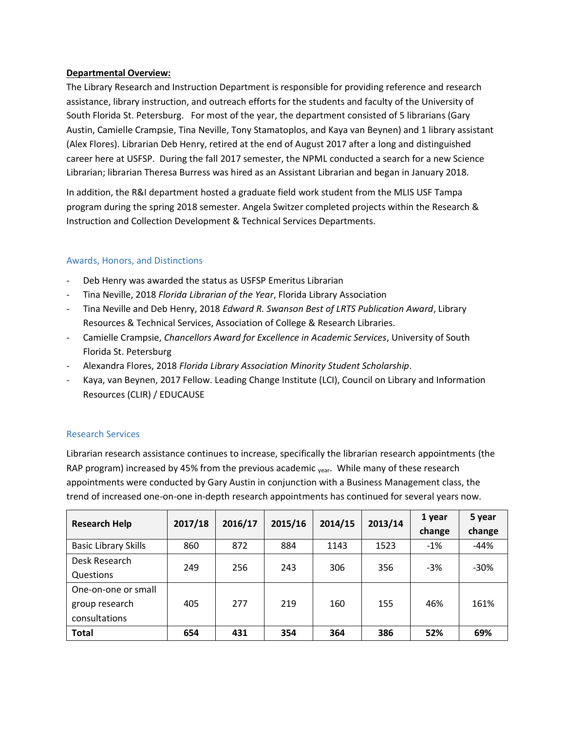**Departmental Overview:**

The Library Research and Instruction Department is responsible for providing reference and research assistance, library instruction, and outreach efforts for the students and faculty of the University of South Florida St. Petersburg. For most of the year, the department consisted of 5 librarians (Gary Austin, Camielle Crampsie, Tina Neville, Tony Stamatoplos, and Kaya van Beynen) and 1 library assistant (Alex Flores). Librarian Deb Henry, retired at the end of August 2017 after a long and distinguished career here at USFSP. During the fall 2017 semester, the NPML conducted a search for a new Science Librarian; librarian Theresa Burress was hired as an Assistant Librarian and began in January 2018.

In addition, the R&I department hosted a graduate field work student from the MLIS USF Tampa program during the spring 2018 semester. Angela Switzer completed projects within the Research & Instruction and Collection Development & Technical Services Departments.

### Awards, Honors, and Distinctions

- Deb Henry was awarded the status as USFSP Emeritus Librarian
- Tina Neville, 2018 *Florida Librarian of the Year*, Florida Library Association
- Tina Neville and Deb Henry, 2018 *Edward R. Swanson Best of LRTS Publication Award*, Library Resources & Technical Services, Association of College & Research Libraries.
- Camielle Crampsie, *Chancellors Award for Excellence in Academic Services*, University of South Florida St. Petersburg
- Alexandra Flores, 2018 *Florida Library Association Minority Student Scholarship*.
- Kaya, van Beynen, 2017 Fellow. Leading Change Institute (LCI), Council on Library and Information Resources (CLIR) / EDUCAUSE

### Research Services

Librarian research assistance continues to increase, specifically the librarian research appointments (the RAP program) increased by 45% from the previous academic year. While many of these research appointments were conducted by Gary Austin in conjunction with a Business Management class, the trend of increased one-on-one in-depth research appointments has continued for several years now.

| Research Help | 2017/18 | 2016/17 | 2015/16 | 2014/15 | 2013/14 | 1 year change | 5 year change |
|---|---|---|---|---|---|---|---|
| Basic Library Skills | 860 | 872 | 884 | 1143 | 1523 | -1% | -44% |
| Desk Research Questions | 249 | 256 | 243 | 306 | 356 | -3% | -30% |
| One-on-one or small group research consultations | 405 | 277 | 219 | 160 | 155 | 46% | 161% |
| **Total** | **654** | **431** | **354** | **364** | **386** | **52%** | **69%** |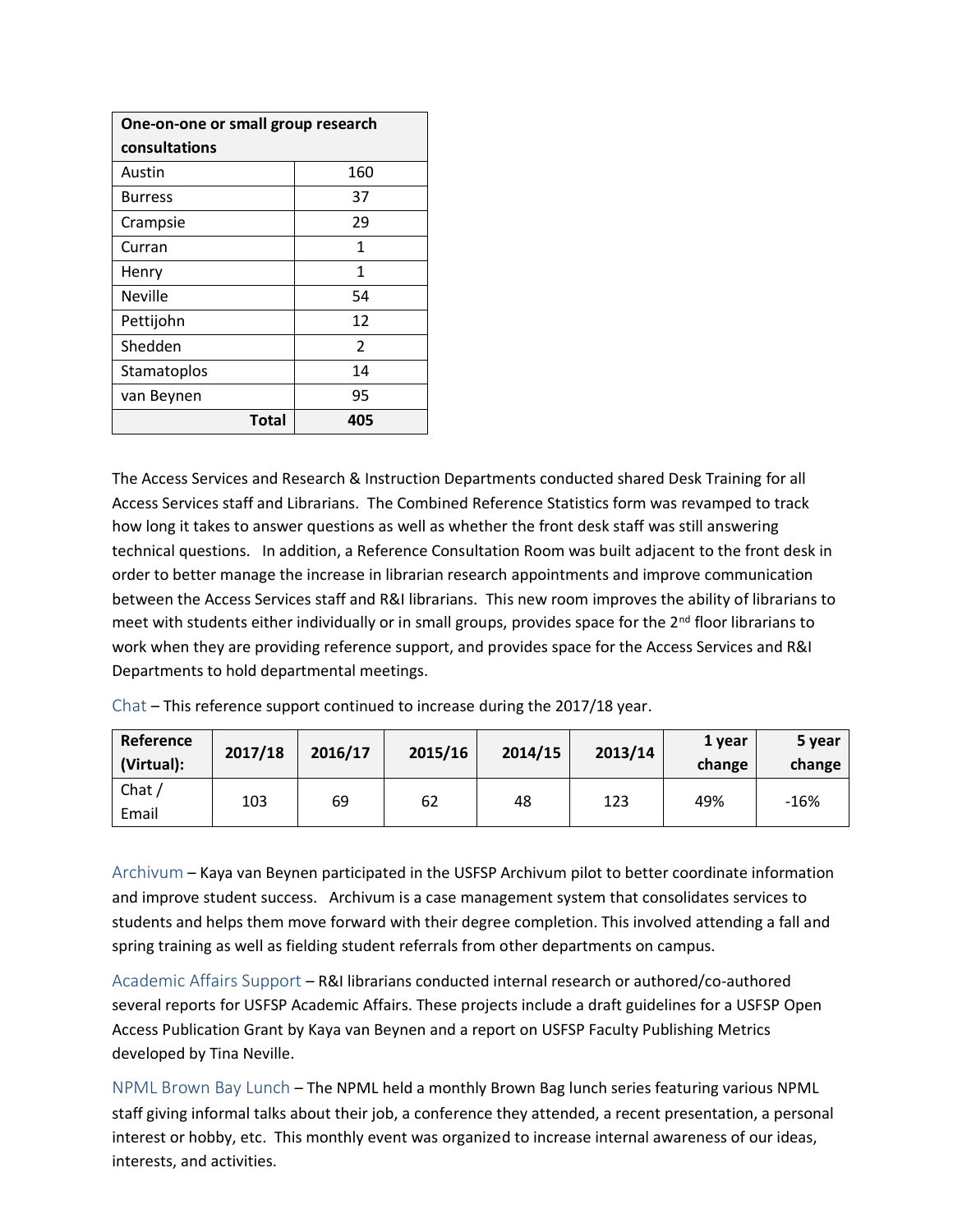| One-on-one or small group research consultations | |
|---|---|
| Austin | 160 |
| Burress | 37 |
| Crampsie | 29 |
| Curran | 1 |
| Henry | 1 |
| Neville | 54 |
| Pettijohn | 12 |
| Shedden | 2 |
| Stamatoplos | 14 |
| van Beynen | 95 |
| **Total** | **405** |

The Access Services and Research & Instruction Departments conducted shared Desk Training for all Access Services staff and Librarians. The Combined Reference Statistics form was revamped to track how long it takes to answer questions as well as whether the front desk staff was still answering technical questions. In addition, a Reference Consultation Room was built adjacent to the front desk in order to better manage the increase in librarian research appointments and improve communication between the Access Services staff and R&I librarians. This new room improves the ability of librarians to meet with students either individually or in small groups, provides space for the 2nd floor librarians to work when they are providing reference support, and provides space for the Access Services and R&I Departments to hold departmental meetings.

### Chat

Chat – This reference support continued to increase during the 2017/18 year.

| Reference (Virtual): | 2017/18 | 2016/17 | 2015/16 | 2014/15 | 2013/14 | 1 year change | 5 year change |
|---|---|---|---|---|---|---|---|
| Chat / Email | 103 | 69 | 62 | 48 | 123 | 49% | -16% |

### Archivum

Archivum – Kaya van Beynen participated in the USFSP Archivum pilot to better coordinate information and improve student success. Archivum is a case management system that consolidates services to students and helps them move forward with their degree completion. This involved attending a fall and spring training as well as fielding student referrals from other departments on campus.

### Academic Affairs Support

Academic Affairs Support – R&I librarians conducted internal research or authored/co-authored several reports for USFSP Academic Affairs. These projects include a draft guidelines for a USFSP Open Access Publication Grant by Kaya van Beynen and a report on USFSP Faculty Publishing Metrics developed by Tina Neville.

### NPML Brown Bay Lunch

NPML Brown Bay Lunch – The NPML held a monthly Brown Bag lunch series featuring various NPML staff giving informal talks about their job, a conference they attended, a recent presentation, a personal interest or hobby, etc. This monthly event was organized to increase internal awareness of our ideas, interests, and activities.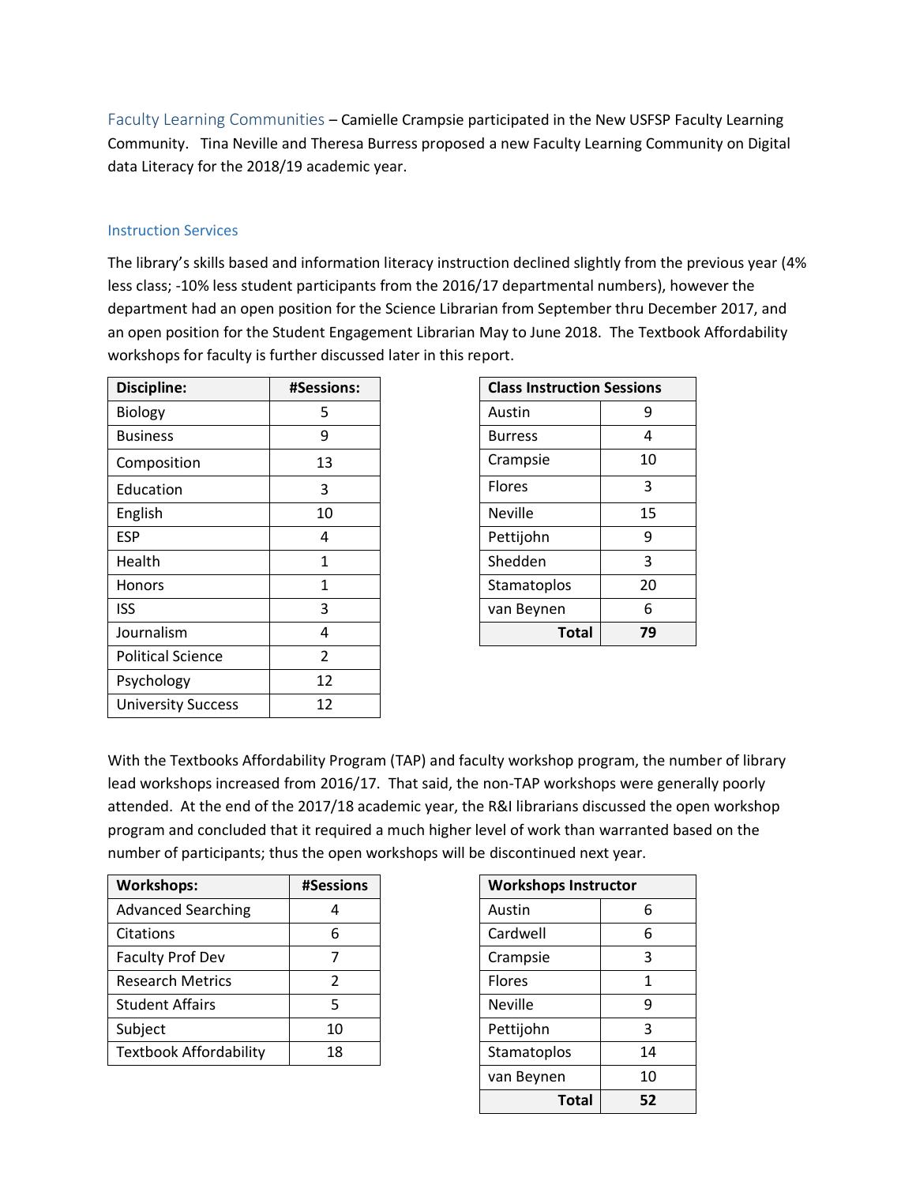### Faculty Learning Communities

Faculty Learning Communities – Camielle Crampsie participated in the New USFSP Faculty Learning Community. Tina Neville and Theresa Burress proposed a new Faculty Learning Community on Digital data Literacy for the 2018/19 academic year.

### Instruction Services

The library's skills based and information literacy instruction declined slightly from the previous year (4% less class; -10% less student participants from the 2016/17 departmental numbers), however the department had an open position for the Science Librarian from September thru December 2017, and an open position for the Student Engagement Librarian May to June 2018. The Textbook Affordability workshops for faculty is further discussed later in this report.

| Discipline: | #Sessions: |
|---|---|
| Biology | 5 |
| Business | 9 |
| Composition | 13 |
| Education | 3 |
| English | 10 |
| ESP | 4 |
| Health | 1 |
| Honors | 1 |
| ISS | 3 |
| Journalism | 4 |
| Political Science | 2 |
| Psychology | 12 |
| University Success | 12 |

| Class Instruction Sessions | |
|---|---|
| Austin | 9 |
| Burress | 4 |
| Crampsie | 10 |
| Flores | 3 |
| Neville | 15 |
| Pettijohn | 9 |
| Shedden | 3 |
| Stamatoplos | 20 |
| van Beynen | 6 |
| **Total** | **79** |

With the Textbooks Affordability Program (TAP) and faculty workshop program, the number of library lead workshops increased from 2016/17. That said, the non-TAP workshops were generally poorly attended. At the end of the 2017/18 academic year, the R&I librarians discussed the open workshop program and concluded that it required a much higher level of work than warranted based on the number of participants; thus the open workshops will be discontinued next year.

| Workshops: | #Sessions |
|---|---|
| Advanced Searching | 4 |
| Citations | 6 |
| Faculty Prof Dev | 7 |
| Research Metrics | 2 |
| Student Affairs | 5 |
| Subject | 10 |
| Textbook Affordability | 18 |

| Workshops Instructor | |
|---|---|
| Austin | 6 |
| Cardwell | 6 |
| Crampsie | 3 |
| Flores | 1 |
| Neville | 9 |
| Pettijohn | 3 |
| Stamatoplos | 14 |
| van Beynen | 10 |
| **Total** | **52** |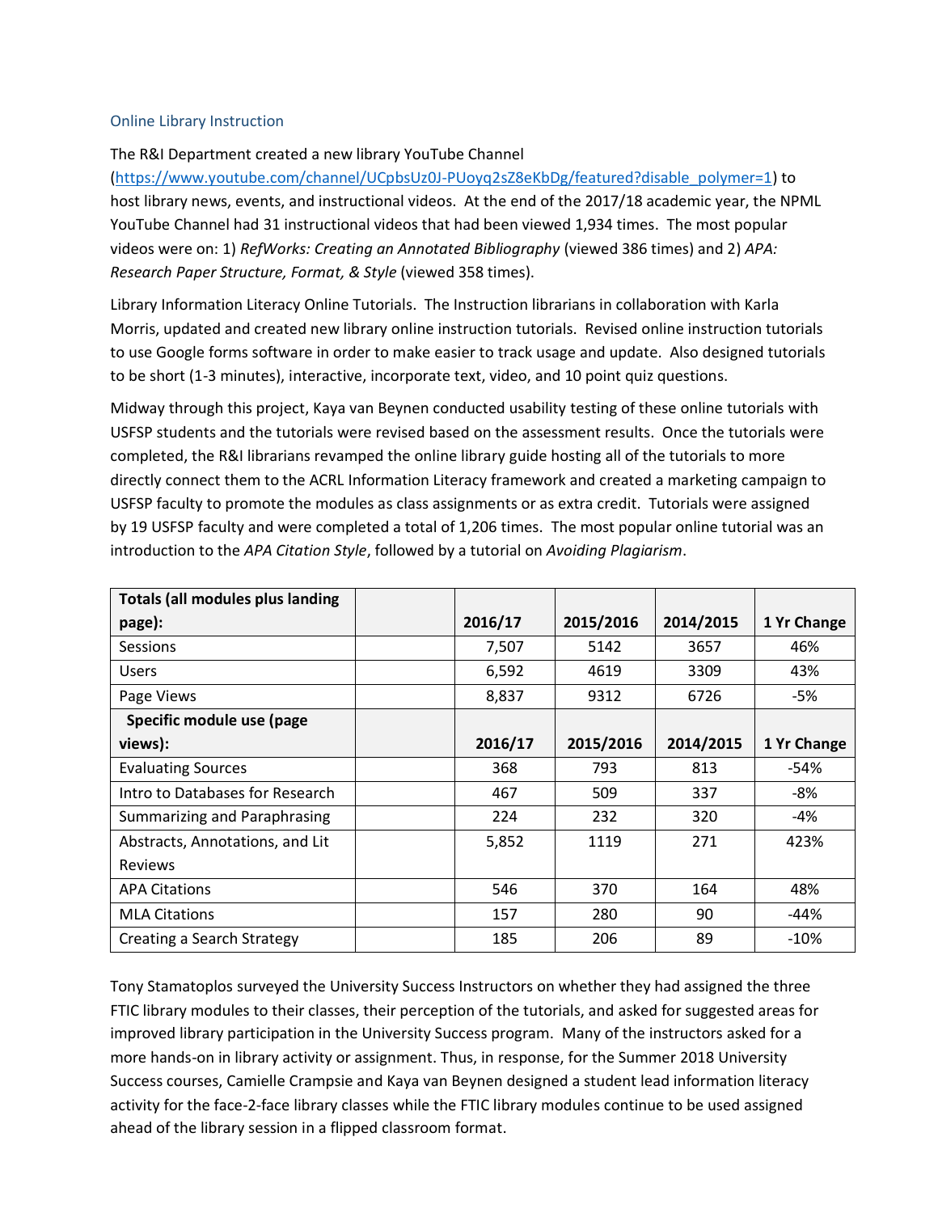## Online Library Instruction

The R&I Department created a new library YouTube Channel ([https://www.youtube.com/channel/UCpbsUz0J-PUoyq2sZ8eKbDg/featured?disable_polymer=1](https://www.youtube.com/channel/UCpbsUz0J-PUoyq2sZ8eKbDg/featured?disable_polymer=1)) to host library news, events, and instructional videos. At the end of the 2017/18 academic year, the NPML YouTube Channel had 31 instructional videos that had been viewed 1,934 times. The most popular videos were on: 1) *RefWorks: Creating an Annotated Bibliography* (viewed 386 times) and 2) *APA: Research Paper Structure, Format, & Style* (viewed 358 times).

Library Information Literacy Online Tutorials. The Instruction librarians in collaboration with Karla Morris, updated and created new library online instruction tutorials. Revised online instruction tutorials to use Google forms software in order to make easier to track usage and update. Also designed tutorials to be short (1-3 minutes), interactive, incorporate text, video, and 10 point quiz questions.

Midway through this project, Kaya van Beynen conducted usability testing of these online tutorials with USFSP students and the tutorials were revised based on the assessment results. Once the tutorials were completed, the R&I librarians revamped the online library guide hosting all of the tutorials to more directly connect them to the ACRL Information Literacy framework and created a marketing campaign to USFSP faculty to promote the modules as class assignments or as extra credit. Tutorials were assigned by 19 USFSP faculty and were completed a total of 1,206 times. The most popular online tutorial was an introduction to the *APA Citation Style*, followed by a tutorial on *Avoiding Plagiarism*.

| **Totals (all modules plus landing page):** | | **2016/17** | **2015/2016** | **2014/2015** | **1 Yr Change** |
|---|---|---|---|---|---|
| Sessions | | 7,507 | 5142 | 3657 | 46% |
| Users | | 6,592 | 4619 | 3309 | 43% |
| Page Views | | 8,837 | 9312 | 6726 | -5% |
| **Specific module use (page views):** | | **2016/17** | **2015/2016** | **2014/2015** | **1 Yr Change** |
| Evaluating Sources | | 368 | 793 | 813 | -54% |
| Intro to Databases for Research | | 467 | 509 | 337 | -8% |
| Summarizing and Paraphrasing | | 224 | 232 | 320 | -4% |
| Abstracts, Annotations, and Lit Reviews | | 5,852 | 1119 | 271 | 423% |
| APA Citations | | 546 | 370 | 164 | 48% |
| MLA Citations | | 157 | 280 | 90 | -44% |
| Creating a Search Strategy | | 185 | 206 | 89 | -10% |

Tony Stamatoplos surveyed the University Success Instructors on whether they had assigned the three FTIC library modules to their classes, their perception of the tutorials, and asked for suggested areas for improved library participation in the University Success program. Many of the instructors asked for a more hands-on in library activity or assignment. Thus, in response, for the Summer 2018 University Success courses, Camielle Crampsie and Kaya van Beynen designed a student lead information literacy activity for the face-2-face library classes while the FTIC library modules continue to be used assigned ahead of the library session in a flipped classroom format.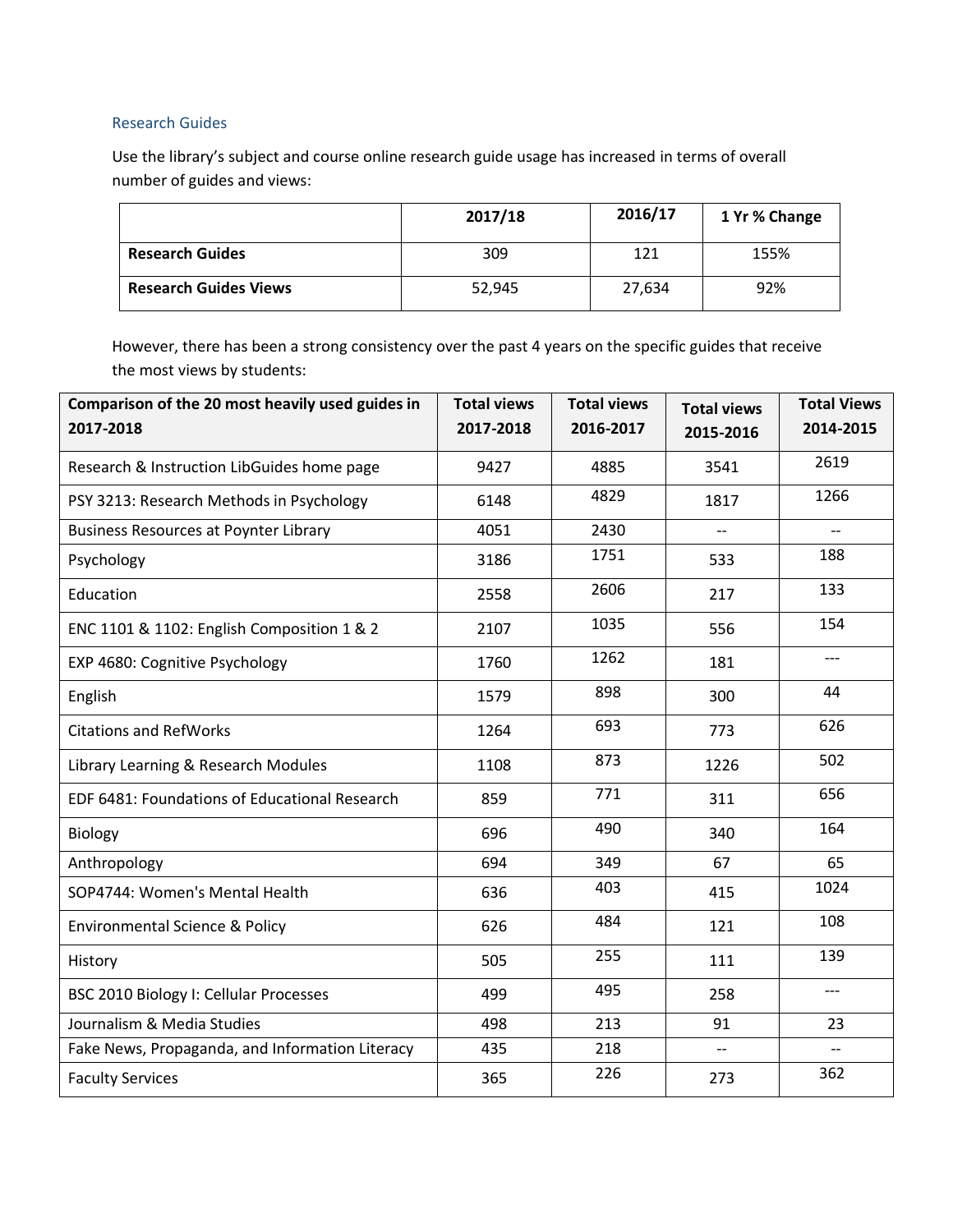### Research Guides

Use the library's subject and course online research guide usage has increased in terms of overall number of guides and views:

| | 2017/18 | 2016/17 | 1 Yr % Change |
|---|---|---|---|
| **Research Guides** | 309 | 121 | 155% |
| **Research Guides Views** | 52,945 | 27,634 | 92% |

However, there has been a strong consistency over the past 4 years on the specific guides that receive the most views by students:

| Comparison of the 20 most heavily used guides in 2017-2018 | Total views 2017-2018 | Total views 2016-2017 | Total views 2015-2016 | Total Views 2014-2015 |
|---|---|---|---|---|
| Research & Instruction LibGuides home page | 9427 | 4885 | 3541 | 2619 |
| PSY 3213: Research Methods in Psychology | 6148 | 4829 | 1817 | 1266 |
| Business Resources at Poynter Library | 4051 | 2430 | -- | -- |
| Psychology | 3186 | 1751 | 533 | 188 |
| Education | 2558 | 2606 | 217 | 133 |
| ENC 1101 & 1102: English Composition 1 & 2 | 2107 | 1035 | 556 | 154 |
| EXP 4680: Cognitive Psychology | 1760 | 1262 | 181 | --- |
| English | 1579 | 898 | 300 | 44 |
| Citations and RefWorks | 1264 | 693 | 773 | 626 |
| Library Learning & Research Modules | 1108 | 873 | 1226 | 502 |
| EDF 6481: Foundations of Educational Research | 859 | 771 | 311 | 656 |
| Biology | 696 | 490 | 340 | 164 |
| Anthropology | 694 | 349 | 67 | 65 |
| SOP4744: Women's Mental Health | 636 | 403 | 415 | 1024 |
| Environmental Science & Policy | 626 | 484 | 121 | 108 |
| History | 505 | 255 | 111 | 139 |
| BSC 2010 Biology I: Cellular Processes | 499 | 495 | 258 | --- |
| Journalism & Media Studies | 498 | 213 | 91 | 23 |
| Fake News, Propaganda, and Information Literacy | 435 | 218 | -- | -- |
| Faculty Services | 365 | 226 | 273 | 362 |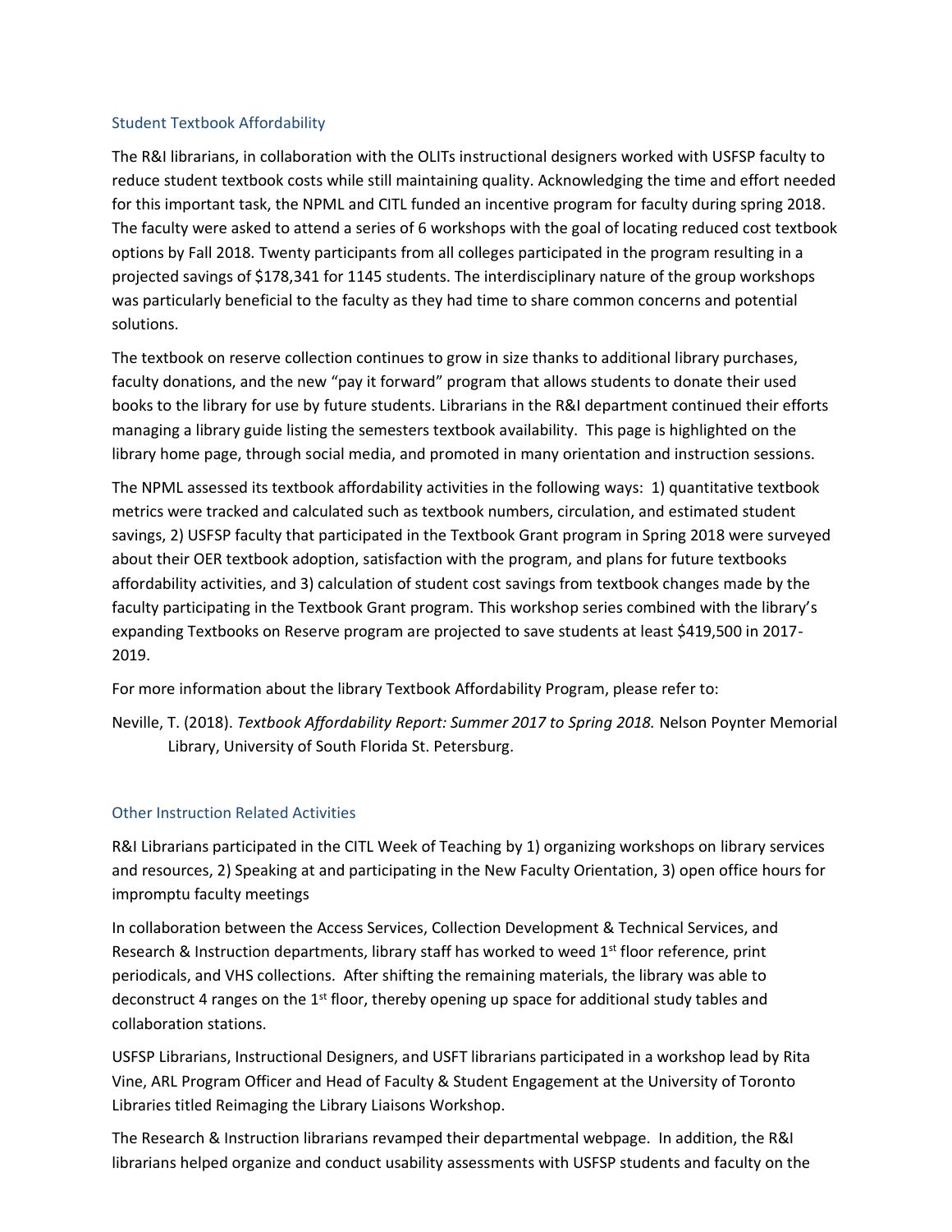## Student Textbook Affordability

The R&I librarians, in collaboration with the OLITs instructional designers worked with USFSP faculty to reduce student textbook costs while still maintaining quality. Acknowledging the time and effort needed for this important task, the NPML and CITL funded an incentive program for faculty during spring 2018. The faculty were asked to attend a series of 6 workshops with the goal of locating reduced cost textbook options by Fall 2018. Twenty participants from all colleges participated in the program resulting in a projected savings of $178,341 for 1145 students. The interdisciplinary nature of the group workshops was particularly beneficial to the faculty as they had time to share common concerns and potential solutions.

The textbook on reserve collection continues to grow in size thanks to additional library purchases, faculty donations, and the new "pay it forward" program that allows students to donate their used books to the library for use by future students. Librarians in the R&I department continued their efforts managing a library guide listing the semesters textbook availability. This page is highlighted on the library home page, through social media, and promoted in many orientation and instruction sessions.

The NPML assessed its textbook affordability activities in the following ways: 1) quantitative textbook metrics were tracked and calculated such as textbook numbers, circulation, and estimated student savings, 2) USFSP faculty that participated in the Textbook Grant program in Spring 2018 were surveyed about their OER textbook adoption, satisfaction with the program, and plans for future textbooks affordability activities, and 3) calculation of student cost savings from textbook changes made by the faculty participating in the Textbook Grant program. This workshop series combined with the library's expanding Textbooks on Reserve program are projected to save students at least $419,500 in 2017-2019.

For more information about the library Textbook Affordability Program, please refer to:

Neville, T. (2018). *Textbook Affordability Report: Summer 2017 to Spring 2018.* Nelson Poynter Memorial Library, University of South Florida St. Petersburg.

## Other Instruction Related Activities

R&I Librarians participated in the CITL Week of Teaching by 1) organizing workshops on library services and resources, 2) Speaking at and participating in the New Faculty Orientation, 3) open office hours for impromptu faculty meetings

In collaboration between the Access Services, Collection Development & Technical Services, and Research & Instruction departments, library staff has worked to weed 1st floor reference, print periodicals, and VHS collections. After shifting the remaining materials, the library was able to deconstruct 4 ranges on the 1st floor, thereby opening up space for additional study tables and collaboration stations.

USFSP Librarians, Instructional Designers, and USFT librarians participated in a workshop lead by Rita Vine, ARL Program Officer and Head of Faculty & Student Engagement at the University of Toronto Libraries titled Reimaging the Library Liaisons Workshop.

The Research & Instruction librarians revamped their departmental webpage. In addition, the R&I librarians helped organize and conduct usability assessments with USFSP students and faculty on the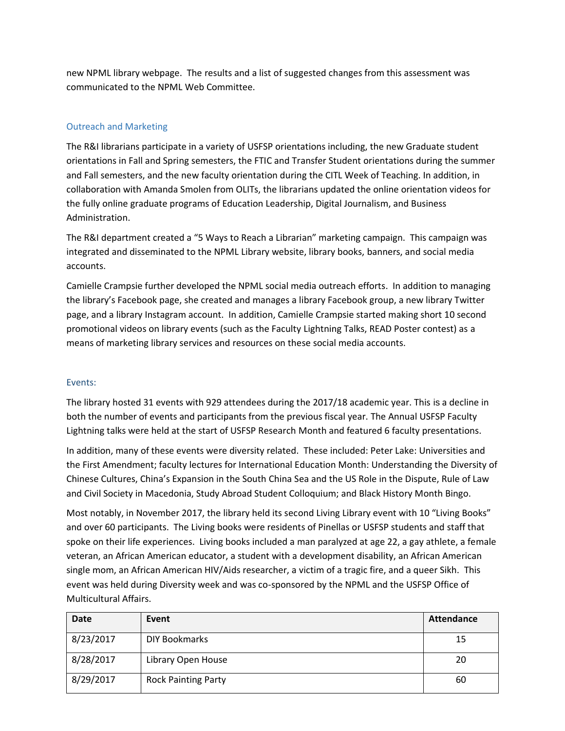new NPML library webpage. The results and a list of suggested changes from this assessment was communicated to the NPML Web Committee.

### Outreach and Marketing

The R&I librarians participate in a variety of USFSP orientations including, the new Graduate student orientations in Fall and Spring semesters, the FTIC and Transfer Student orientations during the summer and Fall semesters, and the new faculty orientation during the CITL Week of Teaching. In addition, in collaboration with Amanda Smolen from OLITs, the librarians updated the online orientation videos for the fully online graduate programs of Education Leadership, Digital Journalism, and Business Administration.

The R&I department created a "5 Ways to Reach a Librarian" marketing campaign. This campaign was integrated and disseminated to the NPML Library website, library books, banners, and social media accounts.

Camielle Crampsie further developed the NPML social media outreach efforts. In addition to managing the library's Facebook page, she created and manages a library Facebook group, a new library Twitter page, and a library Instagram account. In addition, Camielle Crampsie started making short 10 second promotional videos on library events (such as the Faculty Lightning Talks, READ Poster contest) as a means of marketing library services and resources on these social media accounts.

### Events:

The library hosted 31 events with 929 attendees during the 2017/18 academic year. This is a decline in both the number of events and participants from the previous fiscal year. The Annual USFSP Faculty Lightning talks were held at the start of USFSP Research Month and featured 6 faculty presentations.

In addition, many of these events were diversity related. These included: Peter Lake: Universities and the First Amendment; faculty lectures for International Education Month: Understanding the Diversity of Chinese Cultures, China's Expansion in the South China Sea and the US Role in the Dispute, Rule of Law and Civil Society in Macedonia, Study Abroad Student Colloquium; and Black History Month Bingo.

Most notably, in November 2017, the library held its second Living Library event with 10 "Living Books" and over 60 participants. The Living books were residents of Pinellas or USFSP students and staff that spoke on their life experiences. Living books included a man paralyzed at age 22, a gay athlete, a female veteran, an African American educator, a student with a development disability, an African American single mom, an African American HIV/Aids researcher, a victim of a tragic fire, and a queer Sikh. This event was held during Diversity week and was co-sponsored by the NPML and the USFSP Office of Multicultural Affairs.

| Date | Event | Attendance |
|---|---|---|
| 8/23/2017 | DIY Bookmarks | 15 |
| 8/28/2017 | Library Open House | 20 |
| 8/29/2017 | Rock Painting Party | 60 |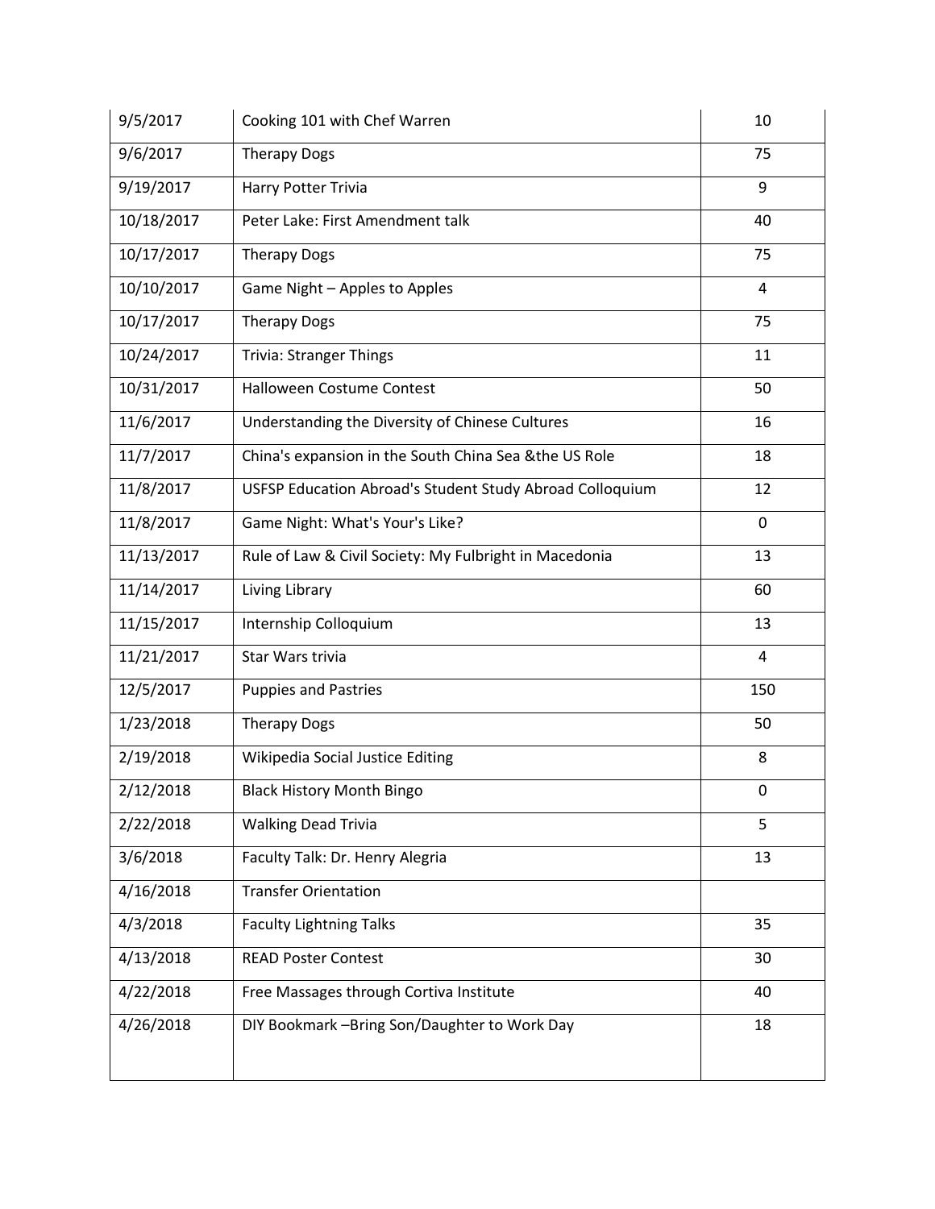| 9/5/2017 | Cooking 101 with Chef Warren | 10 |
|---|---|---|
| 9/6/2017 | Therapy Dogs | 75 |
| 9/19/2017 | Harry Potter Trivia | 9 |
| 10/18/2017 | Peter Lake: First Amendment talk | 40 |
| 10/17/2017 | Therapy Dogs | 75 |
| 10/10/2017 | Game Night – Apples to Apples | 4 |
| 10/17/2017 | Therapy Dogs | 75 |
| 10/24/2017 | Trivia: Stranger Things | 11 |
| 10/31/2017 | Halloween Costume Contest | 50 |
| 11/6/2017 | Understanding the Diversity of Chinese Cultures | 16 |
| 11/7/2017 | China's expansion in the South China Sea &the US Role | 18 |
| 11/8/2017 | USFSP Education Abroad's Student Study Abroad Colloquium | 12 |
| 11/8/2017 | Game Night: What's Your's Like? | 0 |
| 11/13/2017 | Rule of Law & Civil Society: My Fulbright in Macedonia | 13 |
| 11/14/2017 | Living Library | 60 |
| 11/15/2017 | Internship Colloquium | 13 |
| 11/21/2017 | Star Wars trivia | 4 |
| 12/5/2017 | Puppies and Pastries | 150 |
| 1/23/2018 | Therapy Dogs | 50 |
| 2/19/2018 | Wikipedia Social Justice Editing | 8 |
| 2/12/2018 | Black History Month Bingo | 0 |
| 2/22/2018 | Walking Dead Trivia | 5 |
| 3/6/2018 | Faculty Talk: Dr. Henry Alegria | 13 |
| 4/16/2018 | Transfer Orientation | |
| 4/3/2018 | Faculty Lightning Talks | 35 |
| 4/13/2018 | READ Poster Contest | 30 |
| 4/22/2018 | Free Massages through Cortiva Institute | 40 |
| 4/26/2018 | DIY Bookmark –Bring Son/Daughter to Work Day | 18 |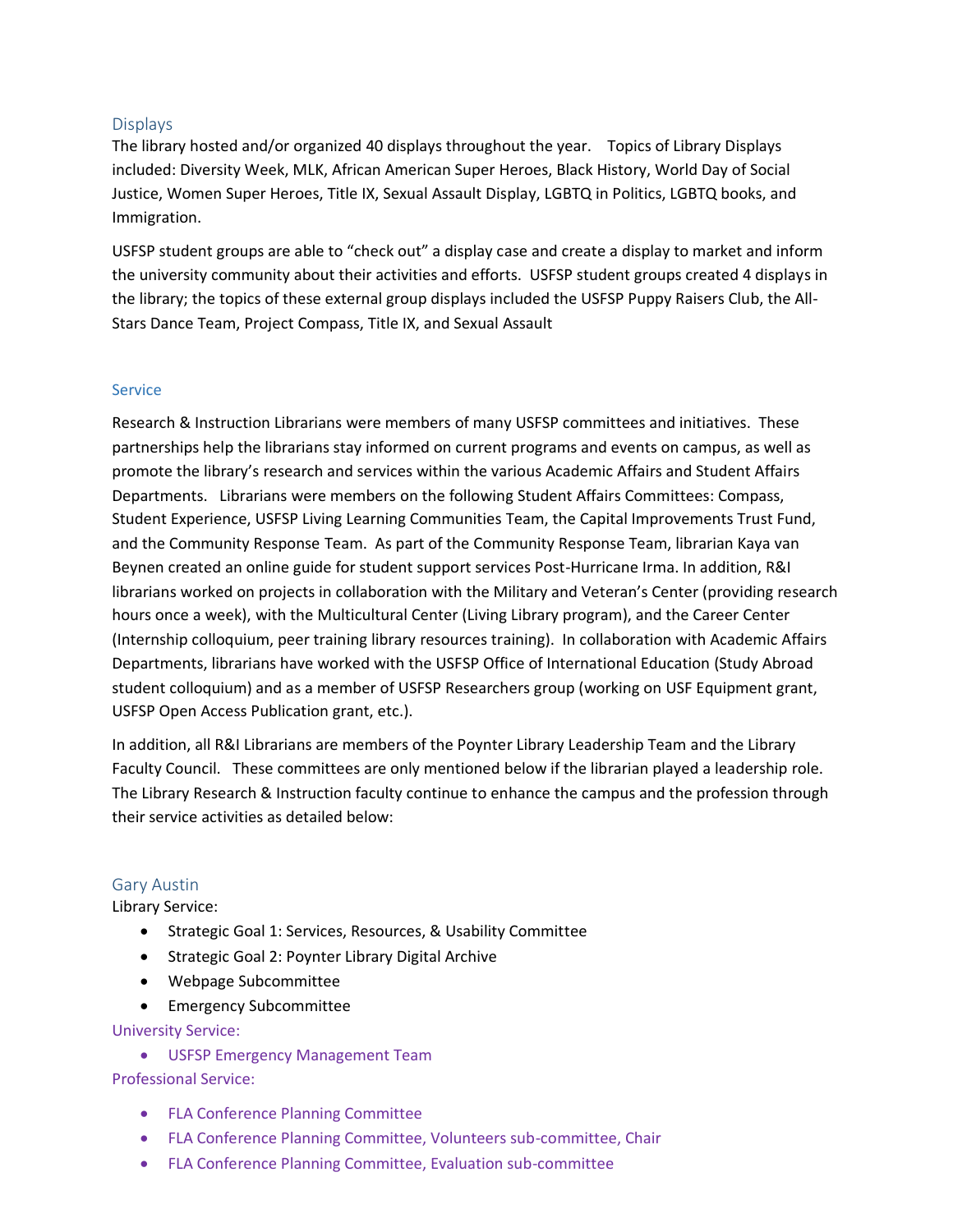## Displays

The library hosted and/or organized 40 displays throughout the year. Topics of Library Displays included: Diversity Week, MLK, African American Super Heroes, Black History, World Day of Social Justice, Women Super Heroes, Title IX, Sexual Assault Display, LGBTQ in Politics, LGBTQ books, and Immigration.

USFSP student groups are able to "check out" a display case and create a display to market and inform the university community about their activities and efforts. USFSP student groups created 4 displays in the library; the topics of these external group displays included the USFSP Puppy Raisers Club, the All-Stars Dance Team, Project Compass, Title IX, and Sexual Assault

## Service

Research & Instruction Librarians were members of many USFSP committees and initiatives. These partnerships help the librarians stay informed on current programs and events on campus, as well as promote the library's research and services within the various Academic Affairs and Student Affairs Departments. Librarians were members on the following Student Affairs Committees: Compass, Student Experience, USFSP Living Learning Communities Team, the Capital Improvements Trust Fund, and the Community Response Team. As part of the Community Response Team, librarian Kaya van Beynen created an online guide for student support services Post-Hurricane Irma. In addition, R&I librarians worked on projects in collaboration with the Military and Veteran's Center (providing research hours once a week), with the Multicultural Center (Living Library program), and the Career Center (Internship colloquium, peer training library resources training). In collaboration with Academic Affairs Departments, librarians have worked with the USFSP Office of International Education (Study Abroad student colloquium) and as a member of USFSP Researchers group (working on USF Equipment grant, USFSP Open Access Publication grant, etc.).

In addition, all R&I Librarians are members of the Poynter Library Leadership Team and the Library Faculty Council. These committees are only mentioned below if the librarian played a leadership role. The Library Research & Instruction faculty continue to enhance the campus and the profession through their service activities as detailed below:

### Gary Austin

Library Service:

- Strategic Goal 1: Services, Resources, & Usability Committee
- Strategic Goal 2: Poynter Library Digital Archive
- Webpage Subcommittee
- Emergency Subcommittee

University Service:

- USFSP Emergency Management Team

Professional Service:

- FLA Conference Planning Committee
- FLA Conference Planning Committee, Volunteers sub-committee, Chair
- FLA Conference Planning Committee, Evaluation sub-committee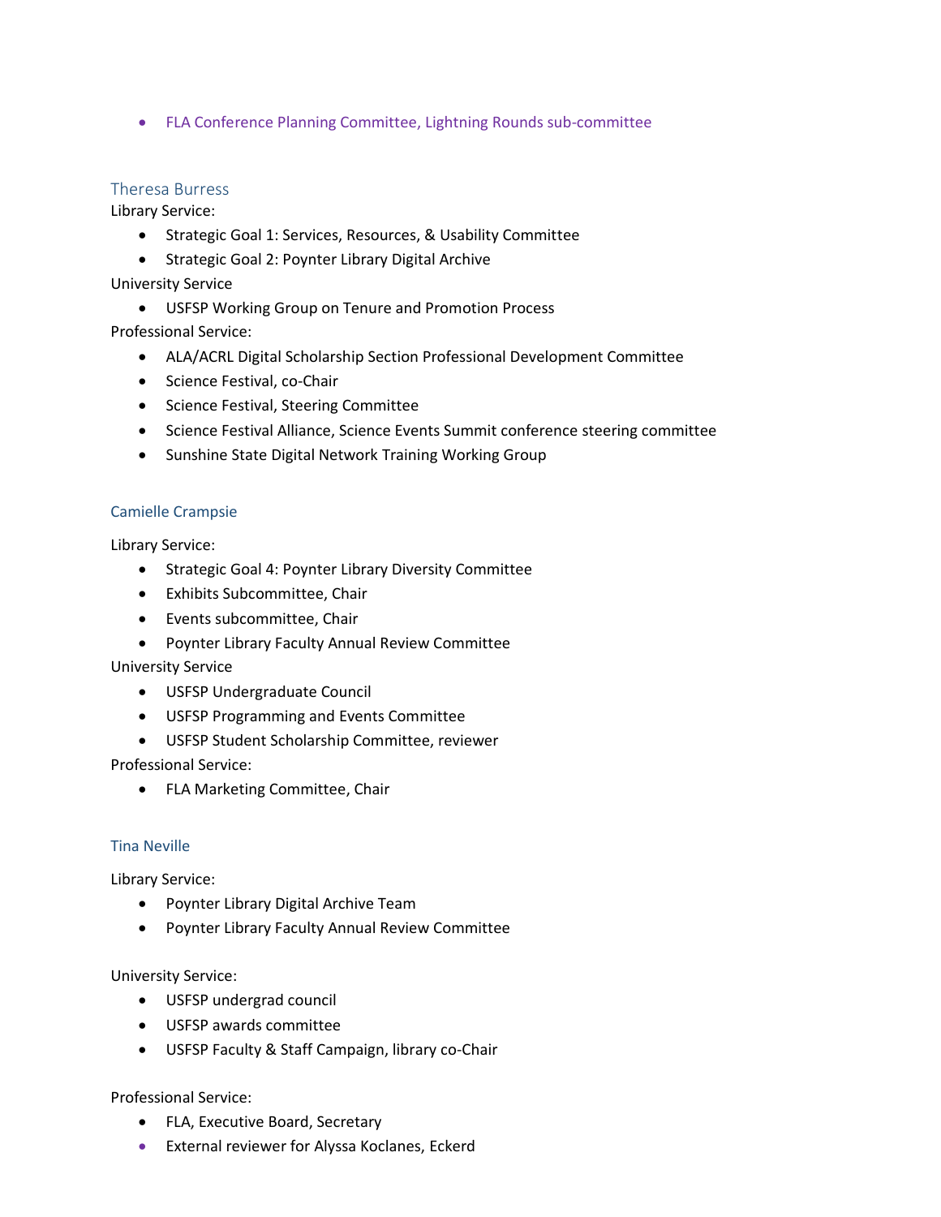- FLA Conference Planning Committee, Lightning Rounds sub-committee

### Theresa Burress

Library Service:

- Strategic Goal 1: Services, Resources, & Usability Committee
- Strategic Goal 2: Poynter Library Digital Archive

University Service

- USFSP Working Group on Tenure and Promotion Process

Professional Service:

- ALA/ACRL Digital Scholarship Section Professional Development Committee
- Science Festival, co-Chair
- Science Festival, Steering Committee
- Science Festival Alliance, Science Events Summit conference steering committee
- Sunshine State Digital Network Training Working Group

### Camielle Crampsie

Library Service:

- Strategic Goal 4: Poynter Library Diversity Committee
- Exhibits Subcommittee, Chair
- Events subcommittee, Chair
- Poynter Library Faculty Annual Review Committee

University Service

- USFSP Undergraduate Council
- USFSP Programming and Events Committee
- USFSP Student Scholarship Committee, reviewer

Professional Service:

- FLA Marketing Committee, Chair

### Tina Neville

Library Service:

- Poynter Library Digital Archive Team
- Poynter Library Faculty Annual Review Committee

University Service:

- USFSP undergrad council
- USFSP awards committee
- USFSP Faculty & Staff Campaign, library co-Chair

Professional Service:

- FLA, Executive Board, Secretary
- External reviewer for Alyssa Koclanes, Eckerd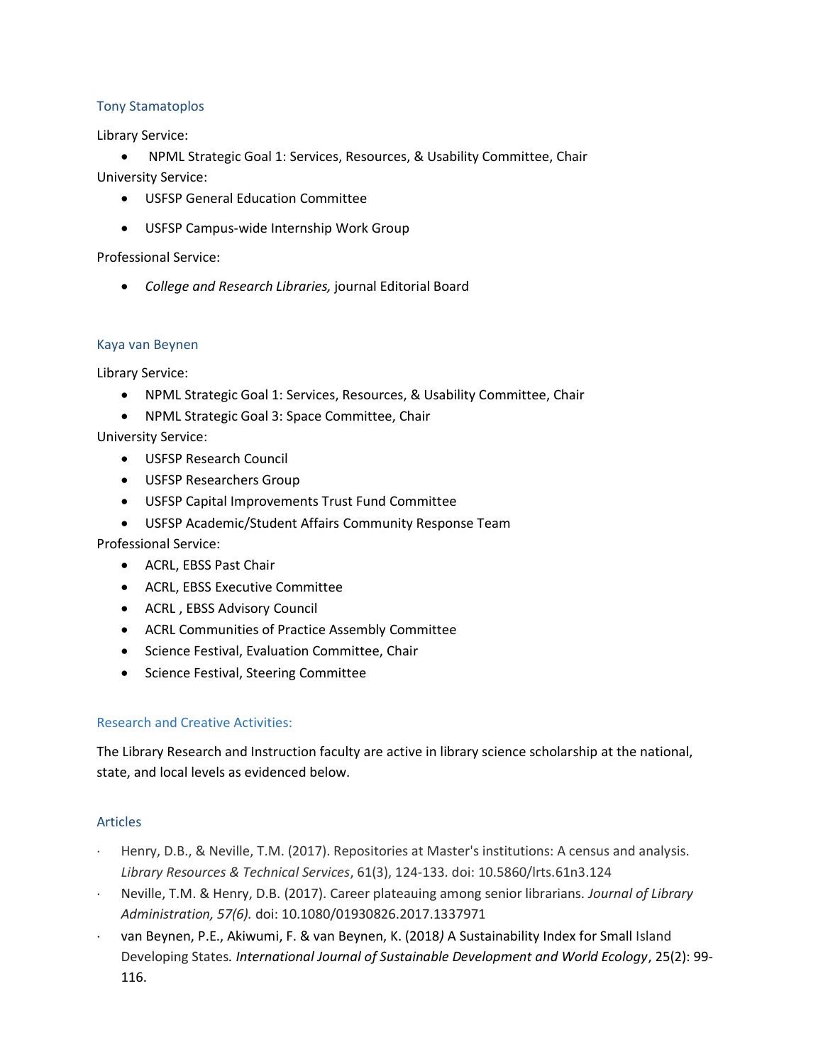### Tony Stamatoplos

Library Service:

- NPML Strategic Goal 1: Services, Resources, & Usability Committee, Chair

University Service:

- USFSP General Education Committee
- USFSP Campus-wide Internship Work Group

Professional Service:

- *College and Research Libraries,* journal Editorial Board

### Kaya van Beynen

Library Service:

- NPML Strategic Goal 1: Services, Resources, & Usability Committee, Chair
- NPML Strategic Goal 3: Space Committee, Chair

University Service:

- USFSP Research Council
- USFSP Researchers Group
- USFSP Capital Improvements Trust Fund Committee
- USFSP Academic/Student Affairs Community Response Team

Professional Service:

- ACRL, EBSS Past Chair
- ACRL, EBSS Executive Committee
- ACRL , EBSS Advisory Council
- ACRL Communities of Practice Assembly Committee
- Science Festival, Evaluation Committee, Chair
- Science Festival, Steering Committee

## Research and Creative Activities:

The Library Research and Instruction faculty are active in library science scholarship at the national, state, and local levels as evidenced below.

### Articles

- Henry, D.B., & Neville, T.M. (2017). Repositories at Master's institutions: A census and analysis. *Library Resources & Technical Services*, 61(3), 124-133. doi: 10.5860/lrts.61n3.124
- Neville, T.M. & Henry, D.B. (2017). Career plateauing among senior librarians. *Journal of Library Administration, 57(6).* doi: 10.1080/01930826.2017.1337971
- van Beynen, P.E., Akiwumi, F. & van Beynen, K. (2018*)* A Sustainability Index for Small Island Developing States*. International Journal of Sustainable Development and World Ecology*, 25(2): 99-116.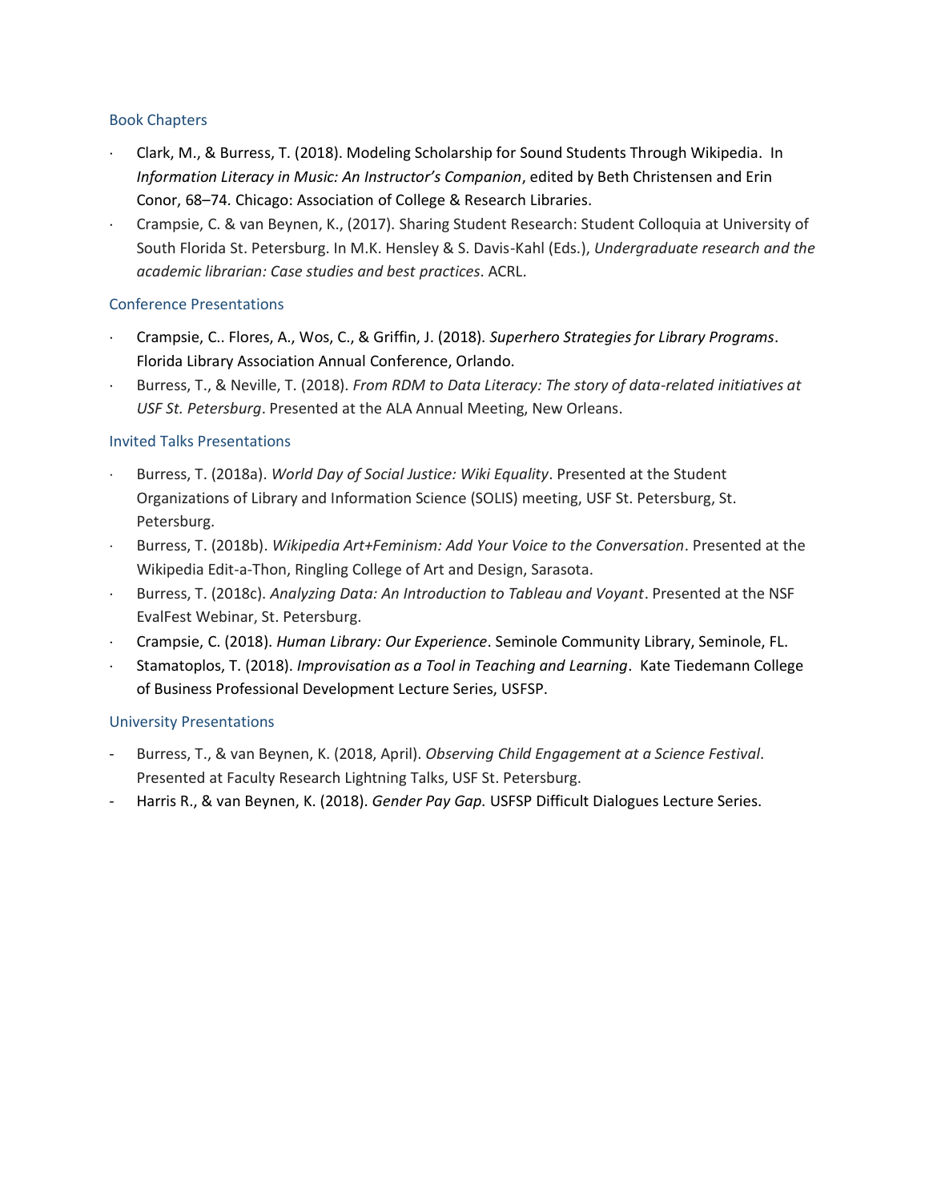### Book Chapters

- Clark, M., & Burress, T. (2018). Modeling Scholarship for Sound Students Through Wikipedia. In *Information Literacy in Music: An Instructor's Companion*, edited by Beth Christensen and Erin Conor, 68–74. Chicago: Association of College & Research Libraries.
- Crampsie, C. & van Beynen, K., (2017). Sharing Student Research: Student Colloquia at University of South Florida St. Petersburg. In M.K. Hensley & S. Davis-Kahl (Eds.), *Undergraduate research and the academic librarian: Case studies and best practices*. ACRL.

### Conference Presentations

- Crampsie, C.. Flores, A., Wos, C., & Griffin, J. (2018). *Superhero Strategies for Library Programs*. Florida Library Association Annual Conference, Orlando.
- Burress, T., & Neville, T. (2018). *From RDM to Data Literacy: The story of data-related initiatives at USF St. Petersburg*. Presented at the ALA Annual Meeting, New Orleans.

### Invited Talks Presentations

- Burress, T. (2018a). *World Day of Social Justice: Wiki Equality*. Presented at the Student Organizations of Library and Information Science (SOLIS) meeting, USF St. Petersburg, St. Petersburg.
- Burress, T. (2018b). *Wikipedia Art+Feminism: Add Your Voice to the Conversation*. Presented at the Wikipedia Edit-a-Thon, Ringling College of Art and Design, Sarasota.
- Burress, T. (2018c). *Analyzing Data: An Introduction to Tableau and Voyant*. Presented at the NSF EvalFest Webinar, St. Petersburg.
- Crampsie, C. (2018). *Human Library: Our Experience*. Seminole Community Library, Seminole, FL.
- Stamatoplos, T. (2018). *Improvisation as a Tool in Teaching and Learning*. Kate Tiedemann College of Business Professional Development Lecture Series, USFSP.

### University Presentations

- Burress, T., & van Beynen, K. (2018, April). *Observing Child Engagement at a Science Festival*. Presented at Faculty Research Lightning Talks, USF St. Petersburg.
- Harris R., & van Beynen, K. (2018). *Gender Pay Gap.* USFSP Difficult Dialogues Lecture Series.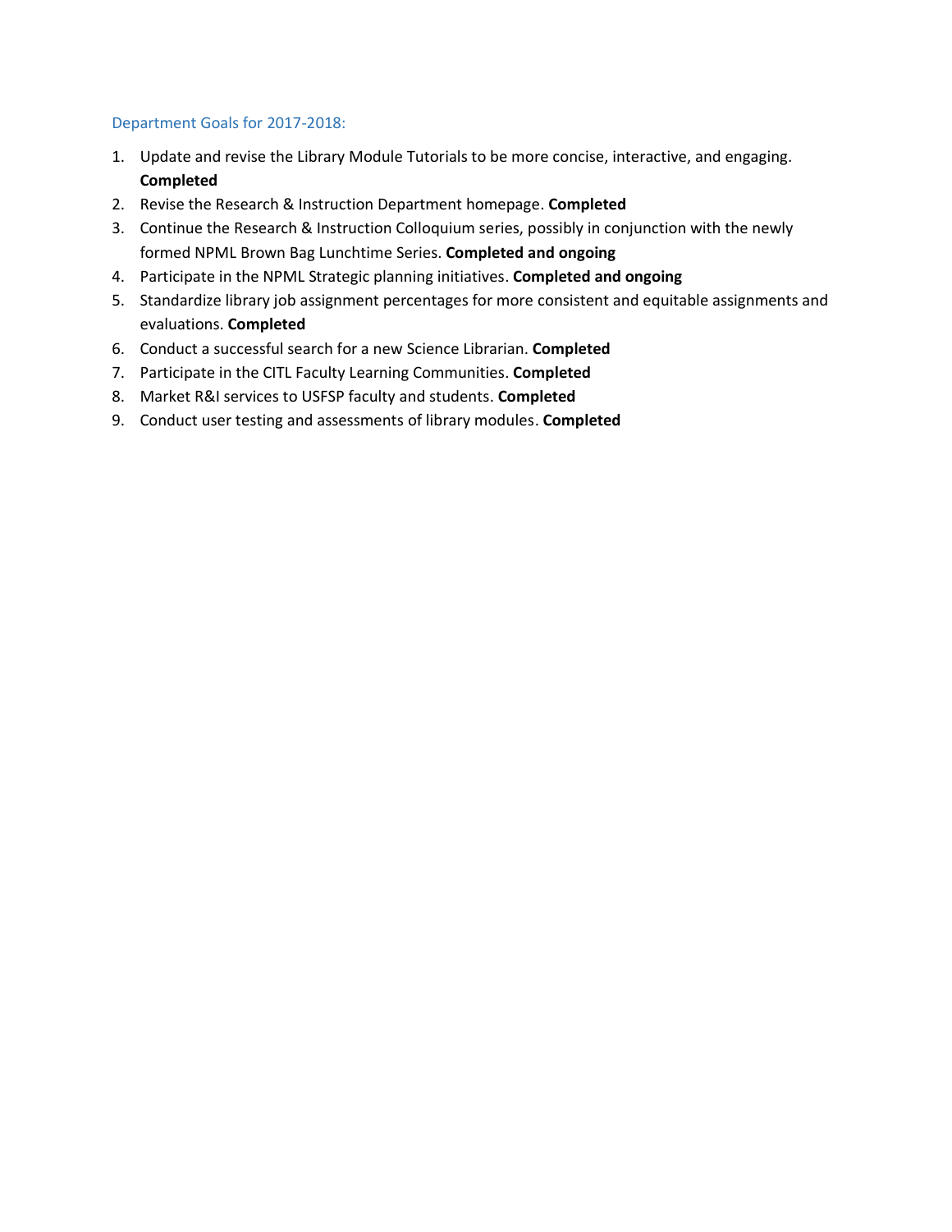### Department Goals for 2017-2018:

1. Update and revise the Library Module Tutorials to be more concise, interactive, and engaging. **Completed**
2. Revise the Research & Instruction Department homepage. **Completed**
3. Continue the Research & Instruction Colloquium series, possibly in conjunction with the newly formed NPML Brown Bag Lunchtime Series. **Completed and ongoing**
4. Participate in the NPML Strategic planning initiatives. **Completed and ongoing**
5. Standardize library job assignment percentages for more consistent and equitable assignments and evaluations. **Completed**
6. Conduct a successful search for a new Science Librarian. **Completed**
7. Participate in the CITL Faculty Learning Communities. **Completed**
8. Market R&I services to USFSP faculty and students. **Completed**
9. Conduct user testing and assessments of library modules. **Completed**